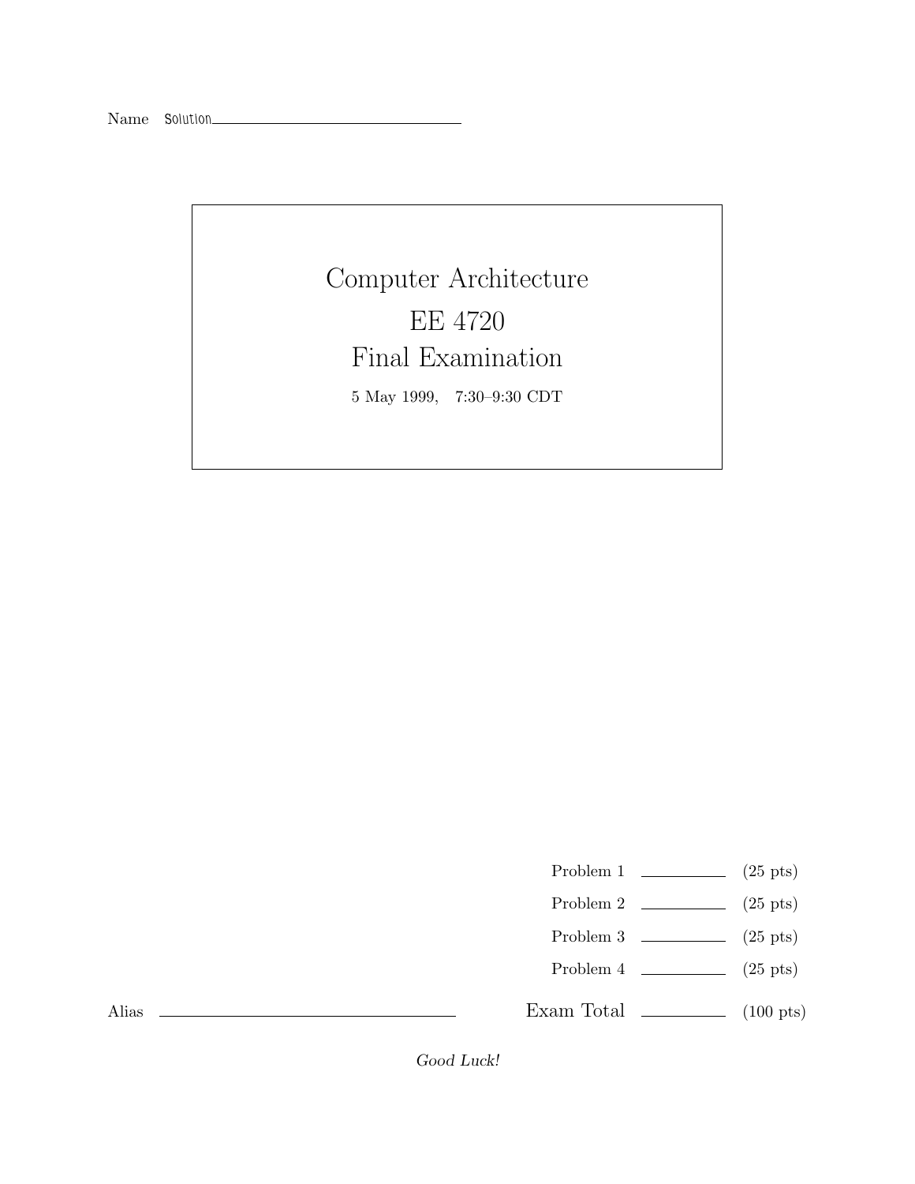Name Solution \_\_\_\_\_\_\_\_\_\_\_\_\_\_\_\_\_\_\_\_\_\_\_\_\_\_\_\_\_\_

# Computer Architecture
# EE 4720
# Final Examination

5 May 1999, 7:30–9:30 CDT

| | | |
|---|---|---|
| Problem 1 | \_\_\_\_\_\_\_\_ | (25 pts) |
| Problem 2 | \_\_\_\_\_\_\_\_ | (25 pts) |
| Problem 3 | \_\_\_\_\_\_\_\_ | (25 pts) |
| Problem 4 | \_\_\_\_\_\_\_\_ | (25 pts) |
| Exam Total | \_\_\_\_\_\_\_\_ | (100 pts) |

Alias \_\_\_\_\_\_\_\_\_\_\_\_\_\_\_\_\_\_\_\_\_\_\_\_\_\_\_\_\_\_

*Good Luck!*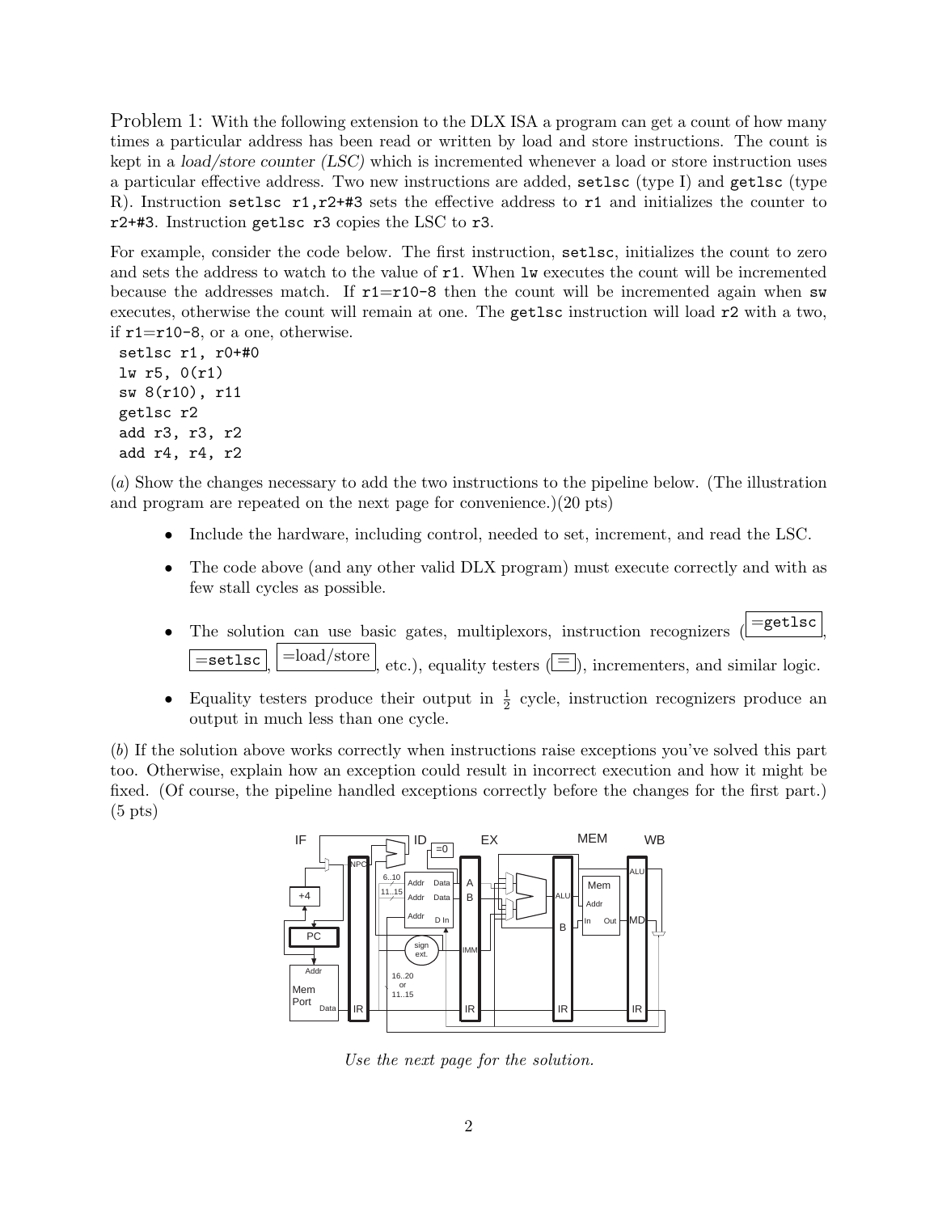Problem 1: With the following extension to the DLX ISA a program can get a count of how many times a particular address has been read or written by load and store instructions. The count is kept in a *load/store counter (LSC)* which is incremented whenever a load or store instruction uses a particular effective address. Two new instructions are added, `setlsc` (type I) and `getlsc` (type R). Instruction `setlsc r1,r2+#3` sets the effective address to `r1` and initializes the counter to `r2+#3`. Instruction `getlsc r3` copies the LSC to `r3`.

For example, consider the code below. The first instruction, `setlsc`, initializes the count to zero and sets the address to watch to the value of `r1`. When `lw` executes the count will be incremented because the addresses match. If `r1`=`r10-8` then the count will be incremented again when `sw` executes, otherwise the count will remain at one. The `getlsc` instruction will load `r2` with a two, if `r1`=`r10-8`, or a one, otherwise.

```
setlsc r1, r0+#0
lw r5, 0(r1)
sw 8(r10), r11
getlsc r2
add r3, r3, r2
add r4, r4, r2
```

(*a*) Show the changes necessary to add the two instructions to the pipeline below. (The illustration and program are repeated on the next page for convenience.)(20 pts)

- Include the hardware, including control, needed to set, increment, and read the LSC.
- The code above (and any other valid DLX program) must execute correctly and with as few stall cycles as possible.
- The solution can use basic gates, multiplexors, instruction recognizers (=`getlsc`, =`setlsc`, =load/store, etc.), equality testers (=), incrementers, and similar logic.
- Equality testers produce their output in $\frac{1}{2}$ cycle, instruction recognizers produce an output in much less than one cycle.

(*b*) If the solution above works correctly when instructions raise exceptions you've solved this part too. Otherwise, explain how an exception could result in incorrect execution and how it might be fixed. (Of course, the pipeline handled exceptions correctly before the changes for the first part.) (5 pts)

*Use the next page for the solution.*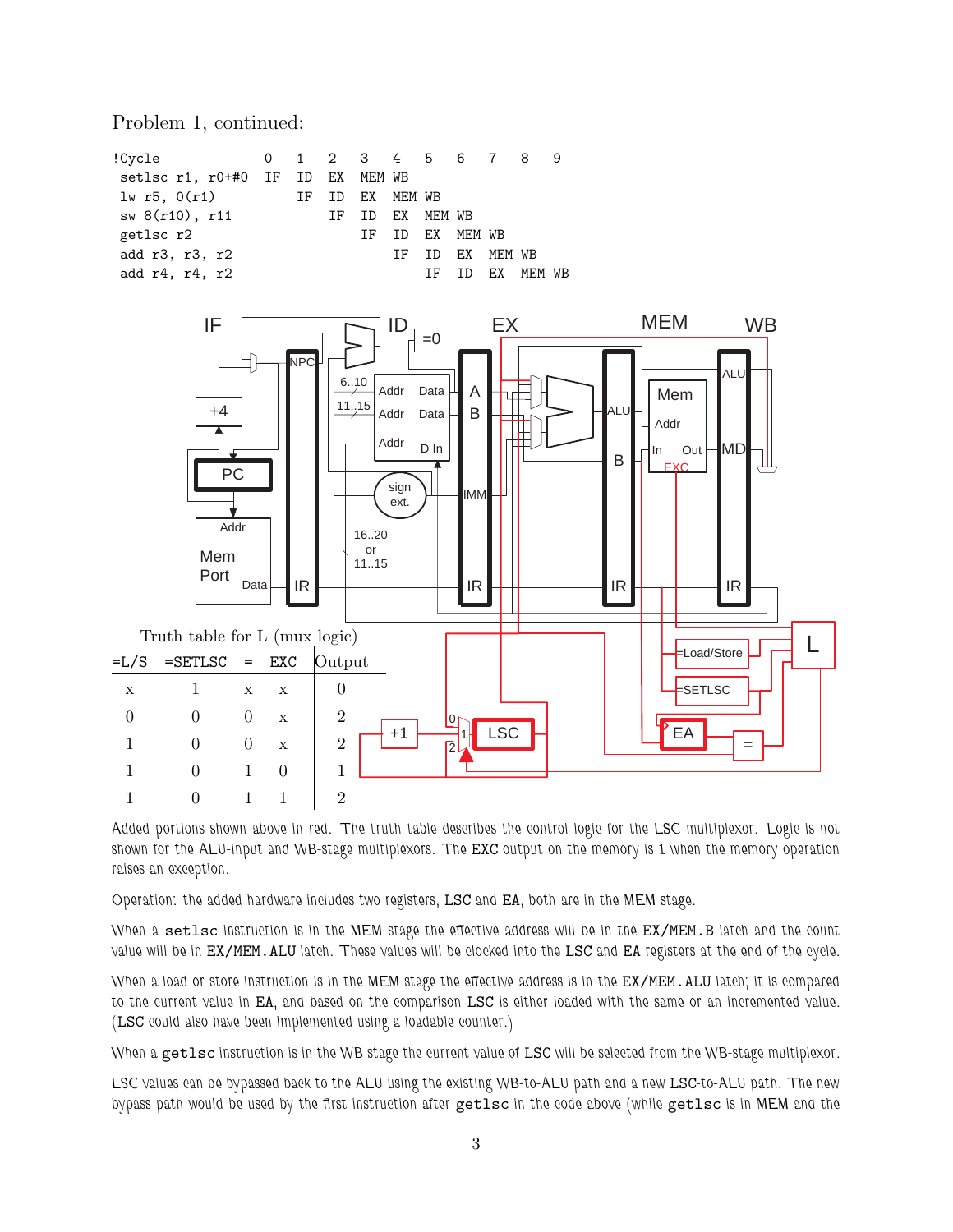Problem 1, continued:

```
!Cycle              0   1   2   3   4   5   6   7   8   9
 setlsc r1, r0+#0   IF  ID  EX  MEM WB
 lw r5, 0(r1)           IF  ID  EX  MEM WB
 sw 8(r10), r11             IF  ID  EX  MEM WB
 getlsc r2                      IF  ID  EX  MEM WB
 add r3, r3, r2                     IF  ID  EX  MEM WB
 add r4, r4, r2                         IF  ID  EX  MEM WB
```

Truth table for L (mux logic)

| =L/S | =SETLSC | = | EXC | Output |
|---|---|---|---|---|
| x | 1 | x | x | 0 |
| 0 | 0 | 0 | x | 2 |
| 1 | 0 | 0 | x | 2 |
| 1 | 0 | 1 | 0 | 1 |
| 1 | 0 | 1 | 1 | 2 |

Added portions shown above in red. The truth table describes the control logic for the LSC multiplexor. Logic is not shown for the ALU-input and WB-stage multiplexors. The EXC output on the memory is 1 when the memory operation raises an exception.

Operation: the added hardware includes two registers, LSC and EA, both are in the MEM stage.

When a `setlsc` instruction is in the MEM stage the effective address will be in the EX/MEM.B latch and the count value will be in EX/MEM.ALU latch. These values will be clocked into the LSC and EA registers at the end of the cycle.

When a load or store instruction is in the MEM stage the effective address is in the EX/MEM.ALU latch; it is compared to the current value in EA, and based on the comparison LSC is either loaded with the same or an incremented value. (LSC could also have been implemented using a loadable counter.)

When a `getlsc` instruction is in the WB stage the current value of LSC will be selected from the WB-stage multiplexor.

LSC values can be bypassed back to the ALU using the existing WB-to-ALU path and a new LSC-to-ALU path. The new bypass path would be used by the first instruction after `getlsc` in the code above (while `getlsc` is in MEM and the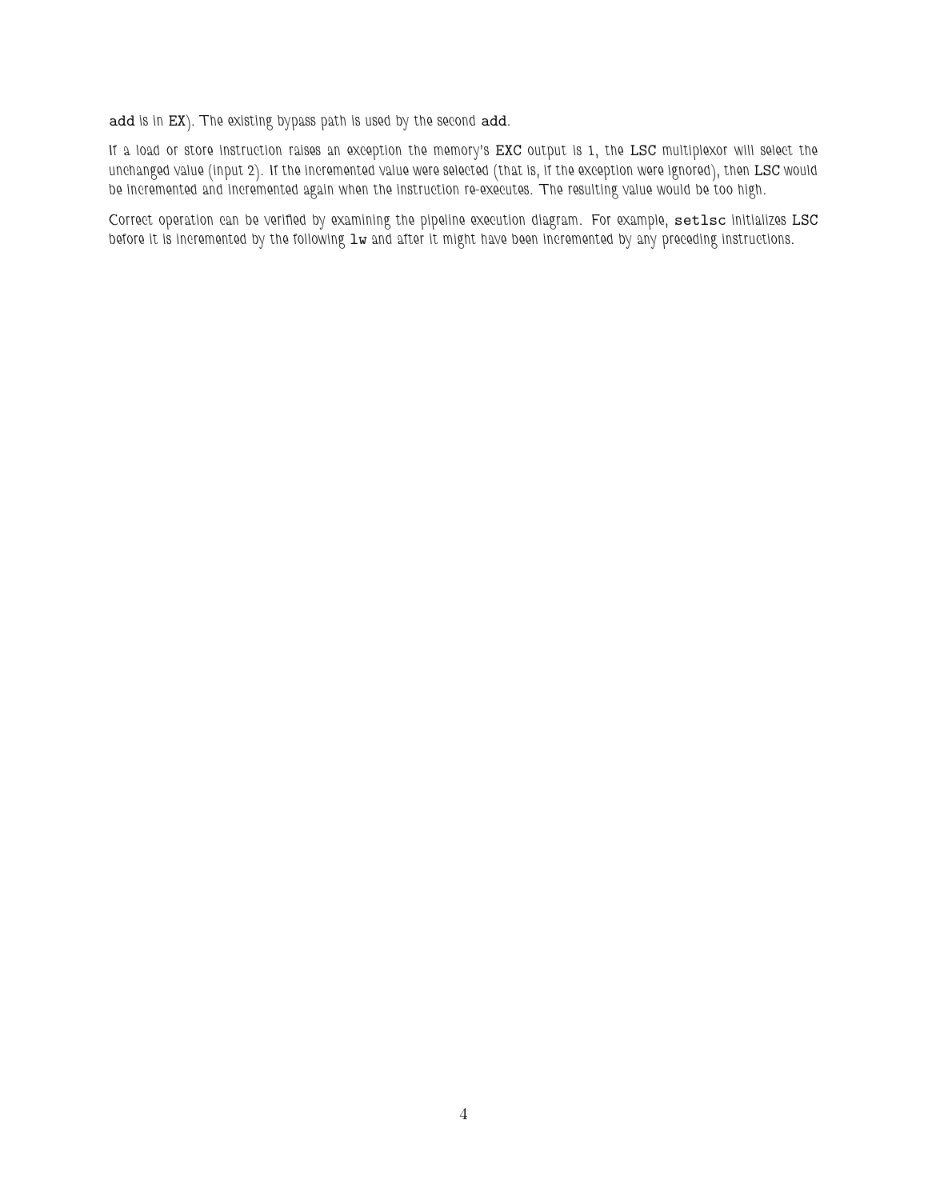add is in EX). The existing bypass path is used by the second add.

If a load or store instruction raises an exception the memory's EXC output is 1, the LSC multiplexor will select the unchanged value (input 2). If the incremented value were selected (that is, if the exception were ignored), then LSC would be incremented and incremented again when the instruction re-executes. The resulting value would be too high.

Correct operation can be verified by examining the pipeline execution diagram. For example, setlsc initializes LSC before it is incremented by the following lw and after it might have been incremented by any preceding instructions.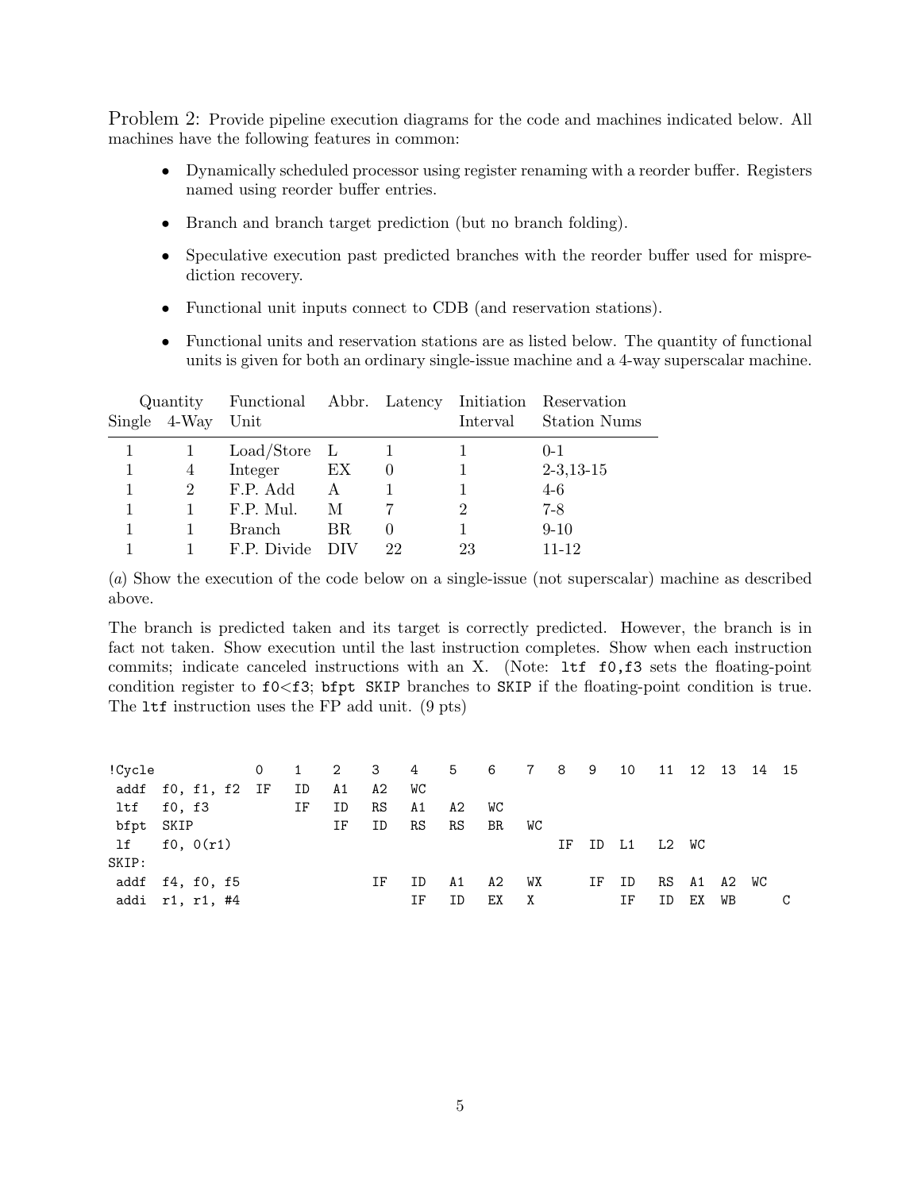Problem 2: Provide pipeline execution diagrams for the code and machines indicated below. All machines have the following features in common:

- Dynamically scheduled processor using register renaming with a reorder buffer. Registers named using reorder buffer entries.
- Branch and branch target prediction (but no branch folding).
- Speculative execution past predicted branches with the reorder buffer used for misprediction recovery.
- Functional unit inputs connect to CDB (and reservation stations).
- Functional units and reservation stations are as listed below. The quantity of functional units is given for both an ordinary single-issue machine and a 4-way superscalar machine.

| Quantity | | Functional | Abbr. | Latency | Initiation | Reservation |
|---|---|---|---|---|---|---|
| Single | 4-Way | Unit | | | Interval | Station Nums |
| 1 | 1 | Load/Store | L | 1 | 1 | 0-1 |
| 1 | 4 | Integer | EX | 0 | 1 | 2-3,13-15 |
| 1 | 2 | F.P. Add | A | 1 | 1 | 4-6 |
| 1 | 1 | F.P. Mul. | M | 7 | 2 | 7-8 |
| 1 | 1 | Branch | BR | 0 | 1 | 9-10 |
| 1 | 1 | F.P. Divide | DIV | 22 | 23 | 11-12 |

(*a*) Show the execution of the code below on a single-issue (not superscalar) machine as described above.

The branch is predicted taken and its target is correctly predicted. However, the branch is in fact not taken. Show execution until the last instruction completes. Show when each instruction commits; indicate canceled instructions with an X. (Note: `ltf f0,f3` sets the floating-point condition register to `f0<f3`; `bfpt SKIP` branches to `SKIP` if the floating-point condition is true. The `ltf` instruction uses the FP add unit. (9 pts)

```
!Cycle            0    1    2    3    4    5    6    7   8    9    10   11  12  13  14  15
 addf  f0, f1, f2  IF   ID   A1   A2   WC
 ltf   f0, f3           IF   ID   RS   A1   A2   WC
 bfpt  SKIP                  IF   ID   RS   RS   BR   WC
 lf    f0, 0(r1)                                          IF   ID   L1   L2  WC
SKIP:
 addf  f4, f0, f5                 IF   ID   A1   A2   WX       IF   ID   RS  A1  A2  WC
 addi  r1, r1, #4                      IF   ID   EX   X             IF   ID  EX  WB      C
```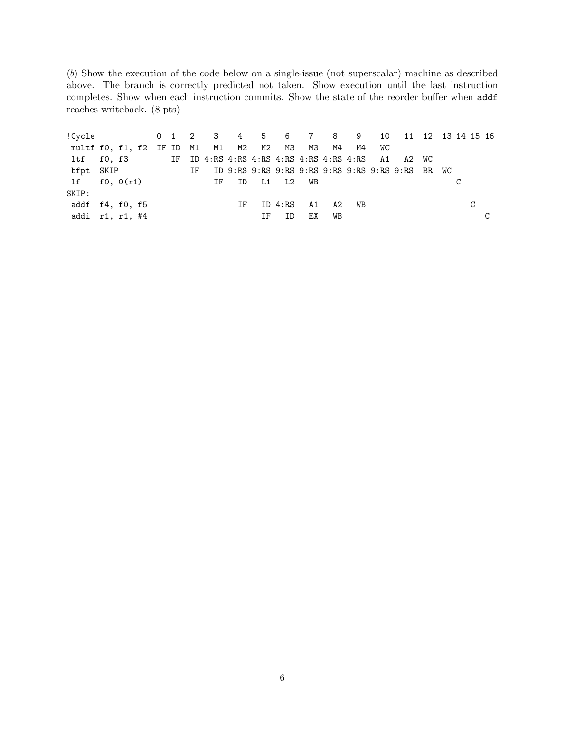(*b*) Show the execution of the code below on a single-issue (not superscalar) machine as described above. The branch is correctly predicted not taken. Show execution until the last instruction completes. Show when each instruction commits. Show the state of the reorder buffer when `addf` reaches writeback. (8 pts)

```
!Cycle             0  1  2    3    4    5    6    7    8    9    10   11  12  13 14 15 16
 multf f0, f1, f2  IF ID  M1   M1   M2   M2   M3   M3   M4   M4   WC
 ltf   f0, f3         IF  ID 4:RS 4:RS 4:RS 4:RS 4:RS 4:RS 4:RS   A1   A2  WC
 bfpt  SKIP               IF   ID 9:RS 9:RS 9:RS 9:RS 9:RS 9:RS 9:RS 9:RS  BR  WC
 lf    f0, 0(r1)               IF   ID   L1   L2   WB                                C
SKIP:
 addf  f4, f0, f5                   IF   ID 4:RS   A1   A2   WB                         C
 addi  r1, r1, #4                        IF   ID   EX   WB                                 C
```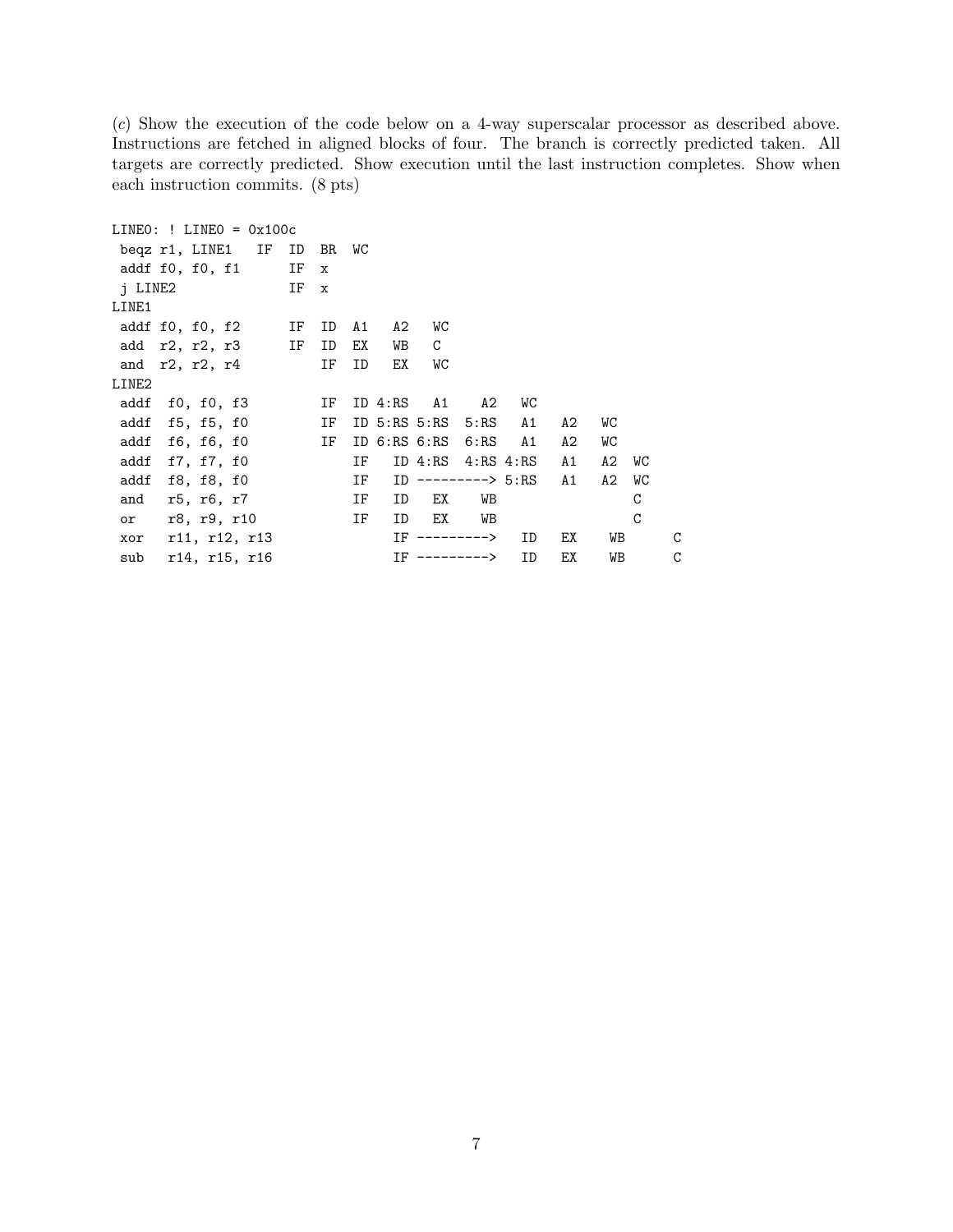(*c*) Show the execution of the code below on a 4-way superscalar processor as described above. Instructions are fetched in aligned blocks of four. The branch is correctly predicted taken. All targets are correctly predicted. Show execution until the last instruction completes. Show when each instruction commits. (8 pts)

```
LINE0: ! LINE0 = 0x100c
 beqz r1, LINE1   IF  ID  BR  WC
 addf f0, f0, f1      IF  x
 j LINE2              IF  x
LINE1
 addf f0, f0, f2      IF  ID  A1   A2   WC
 add  r2, r2, r3      IF  ID  EX   WB   C
 and  r2, r2, r4          IF  ID   EX   WC
LINE2
 addf  f0, f0, f3         IF  ID 4:RS   A1    A2    WC
 addf  f5, f5, f0         IF  ID 5:RS 5:RS  5:RS   A1    A2   WC
 addf  f6, f6, f0         IF  ID 6:RS 6:RS  6:RS   A1    A2   WC
 addf  f7, f7, f0             IF   ID 4:RS  4:RS 4:RS   A1    A2  WC
 addf  f8, f8, f0             IF   ID ---------> 5:RS   A1    A2  WC
 and   r5, r6, r7             IF   ID   EX    WB                  C
 or    r8, r9, r10            IF   ID   EX    WB                  C
 xor   r11, r12, r13               IF --------->   ID   EX    WB       C
 sub   r14, r15, r16               IF --------->   ID   EX    WB       C
```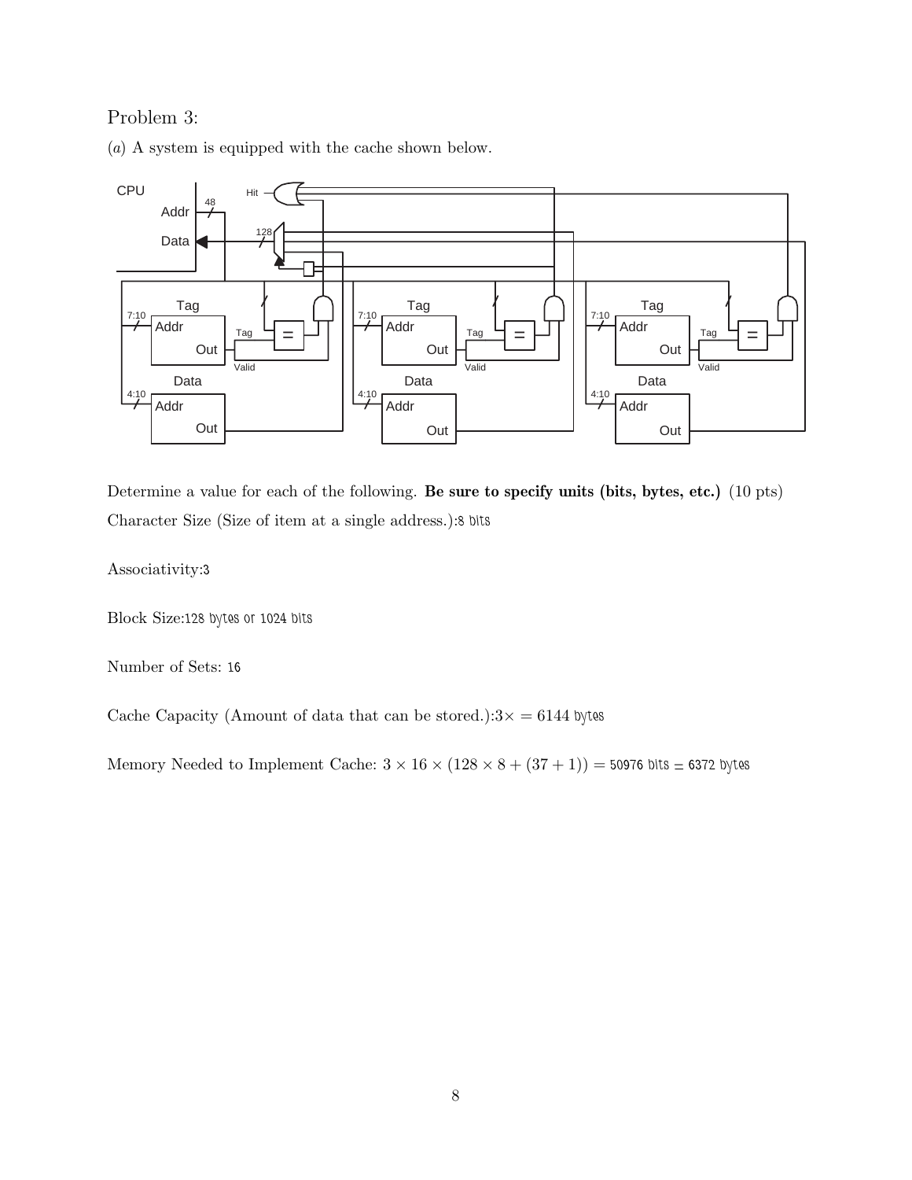Problem 3:

(*a*) A system is equipped with the cache shown below.

Determine a value for each of the following. **Be sure to specify units (bits, bytes, etc.)** (10 pts)

Character Size (Size of item at a single address.):8 bits

Associativity:3

Block Size:128 bytes or 1024 bits

Number of Sets: 16

Cache Capacity (Amount of data that can be stored.):$3\times = 6144$ bytes

Memory Needed to Implement Cache: $3 \times 16 \times (128 \times 8 + (37 + 1)) =$ 50976 bits = 6372 bytes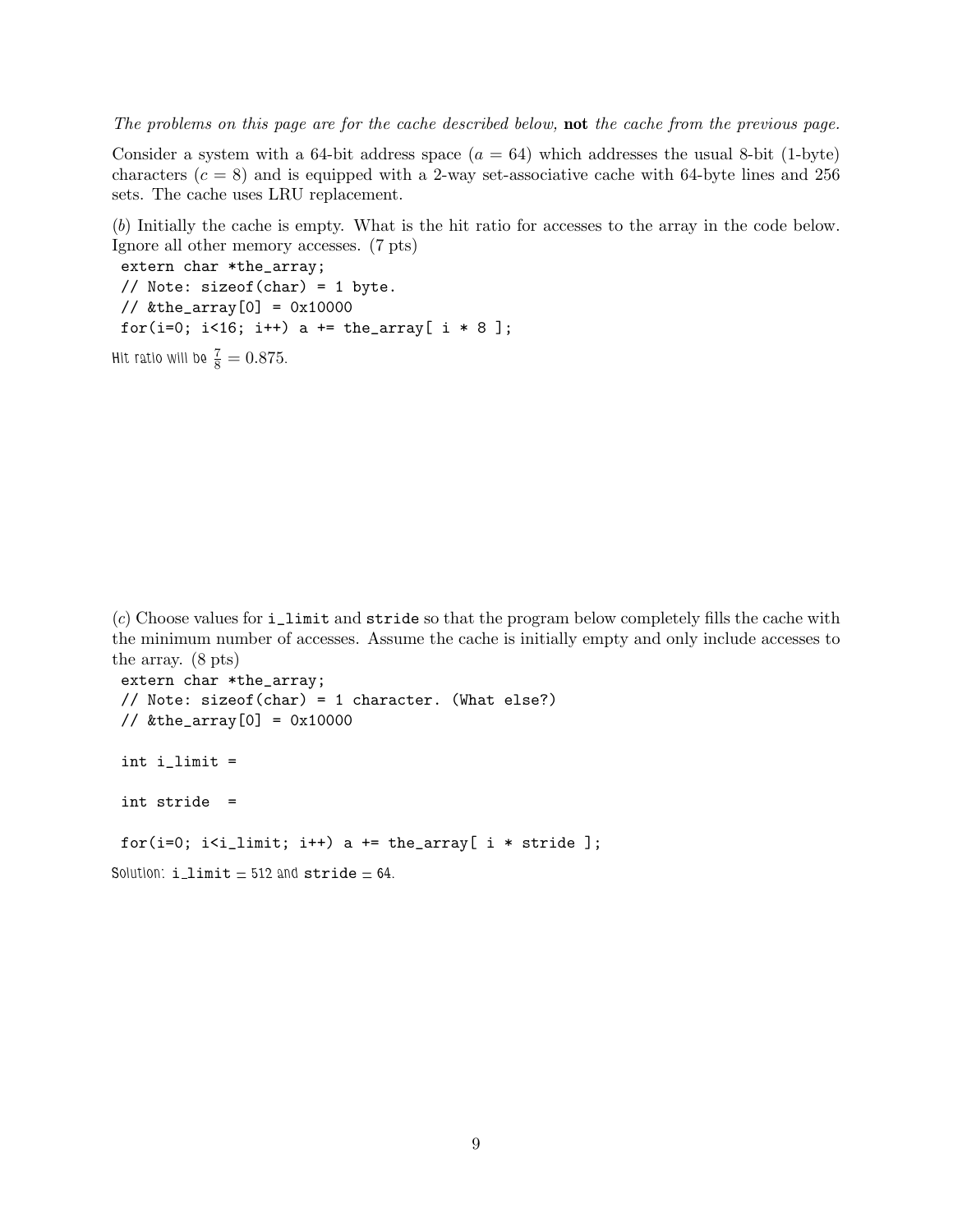*The problems on this page are for the cache described below,* **not** *the cache from the previous page.*

Consider a system with a 64-bit address space ($a = 64$) which addresses the usual 8-bit (1-byte) characters ($c = 8$) and is equipped with a 2-way set-associative cache with 64-byte lines and 256 sets. The cache uses LRU replacement.

(*b*) Initially the cache is empty. What is the hit ratio for accesses to the array in the code below. Ignore all other memory accesses. (7 pts)

```
extern char *the_array;
// Note: sizeof(char) = 1 byte.
// &the_array[0] = 0x10000
for(i=0; i<16; i++) a += the_array[ i * 8 ];
```

Hit ratio will be $\frac{7}{8} = 0.875$.

(*c*) Choose values for `i_limit` and `stride` so that the program below completely fills the cache with the minimum number of accesses. Assume the cache is initially empty and only include accesses to the array. (8 pts)

```
extern char *the_array;
// Note: sizeof(char) = 1 character. (What else?)
// &the_array[0] = 0x10000

int i_limit =

int stride  =

for(i=0; i<i_limit; i++) a += the_array[ i * stride ];
```

Solution: `i_limit` = 512 and `stride` = 64.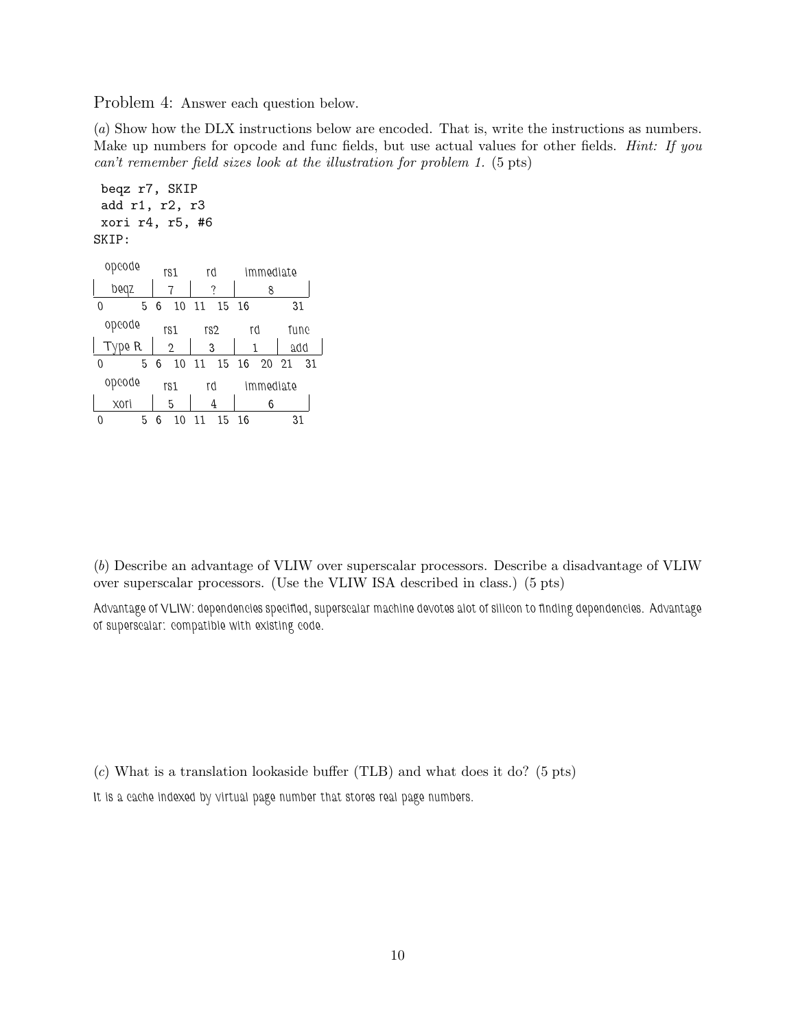Problem 4: Answer each question below.

(*a*) Show how the DLX instructions below are encoded. That is, write the instructions as numbers. Make up numbers for opcode and func fields, but use actual values for other fields. *Hint: If you can't remember field sizes look at the illustration for problem 1.* (5 pts)

```
 beqz r7, SKIP
 add r1, r2, r3
 xori r4, r5, #6
SKIP:
```

| opcode | rs1 | rd | immediate |
|---|---|---|---|
| beqz | 7 | ? | 8 |
| 0–5 | 6–10 | 11–15 | 16–31 |

| opcode | rs1 | rs2 | rd | func |
|---|---|---|---|---|
| Type R | 2 | 3 | 1 | add |
| 0–5 | 6–10 | 11–15 | 16–20 | 21–31 |

| opcode | rs1 | rd | immediate |
|---|---|---|---|
| xori | 5 | 4 | 6 |
| 0–5 | 6–10 | 11–15 | 16–31 |

(*b*) Describe an advantage of VLIW over superscalar processors. Describe a disadvantage of VLIW over superscalar processors. (Use the VLIW ISA described in class.) (5 pts)

Advantage of VLIW: dependencies specified, superscalar machine devotes alot of silicon to finding dependencies. Advantage of superscalar: compatible with existing code.

(*c*) What is a translation lookaside buffer (TLB) and what does it do? (5 pts)

It is a cache indexed by virtual page number that stores real page numbers.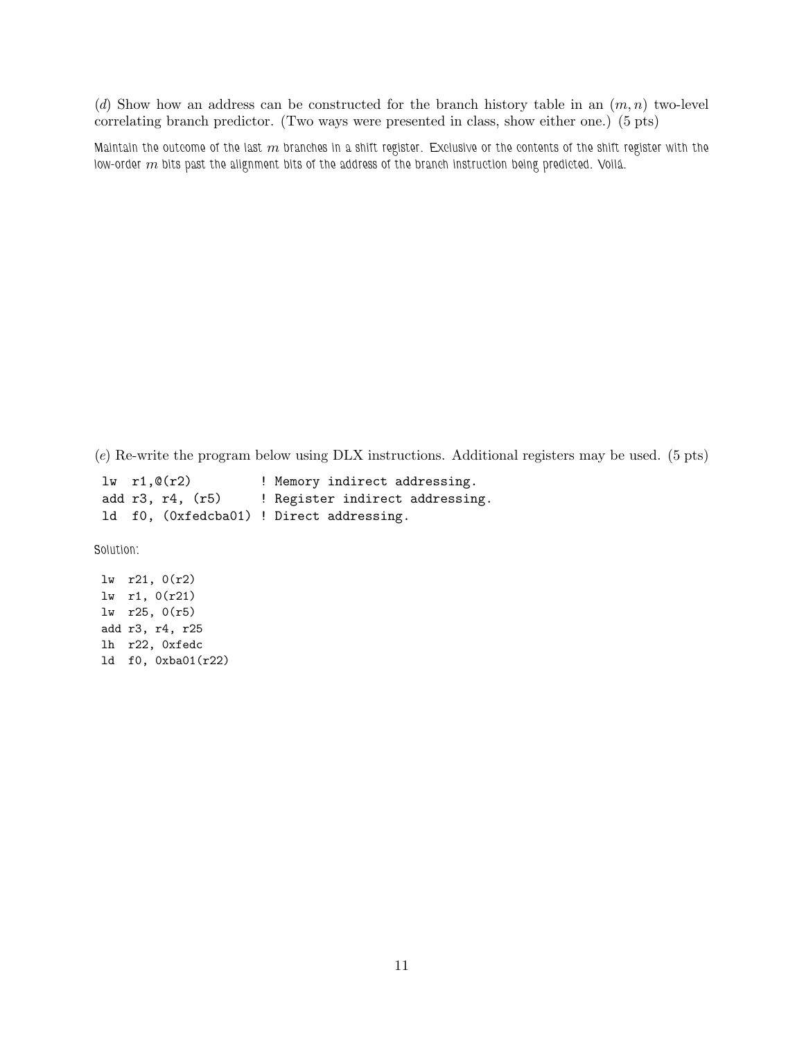(*d*) Show how an address can be constructed for the branch history table in an $(m, n)$ two-level correlating branch predictor. (Two ways were presented in class, show either one.) (5 pts)

Maintain the outcome of the last $m$ branches in a shift register. Exclusive or the contents of the shift register with the low-order $m$ bits past the alignment bits of the address of the branch instruction being predicted. Voilá.

(*e*) Re-write the program below using DLX instructions. Additional registers may be used. (5 pts)

```
lw  r1,@(r2)         ! Memory indirect addressing.
add r3, r4, (r5)     ! Register indirect addressing.
ld  f0, (0xfedcba01) ! Direct addressing.
```

Solution:

```
lw  r21, 0(r2)
lw  r1, 0(r21)
lw  r25, 0(r5)
add r3, r4, r25
lh  r22, 0xfedc
ld  f0, 0xba01(r22)
```